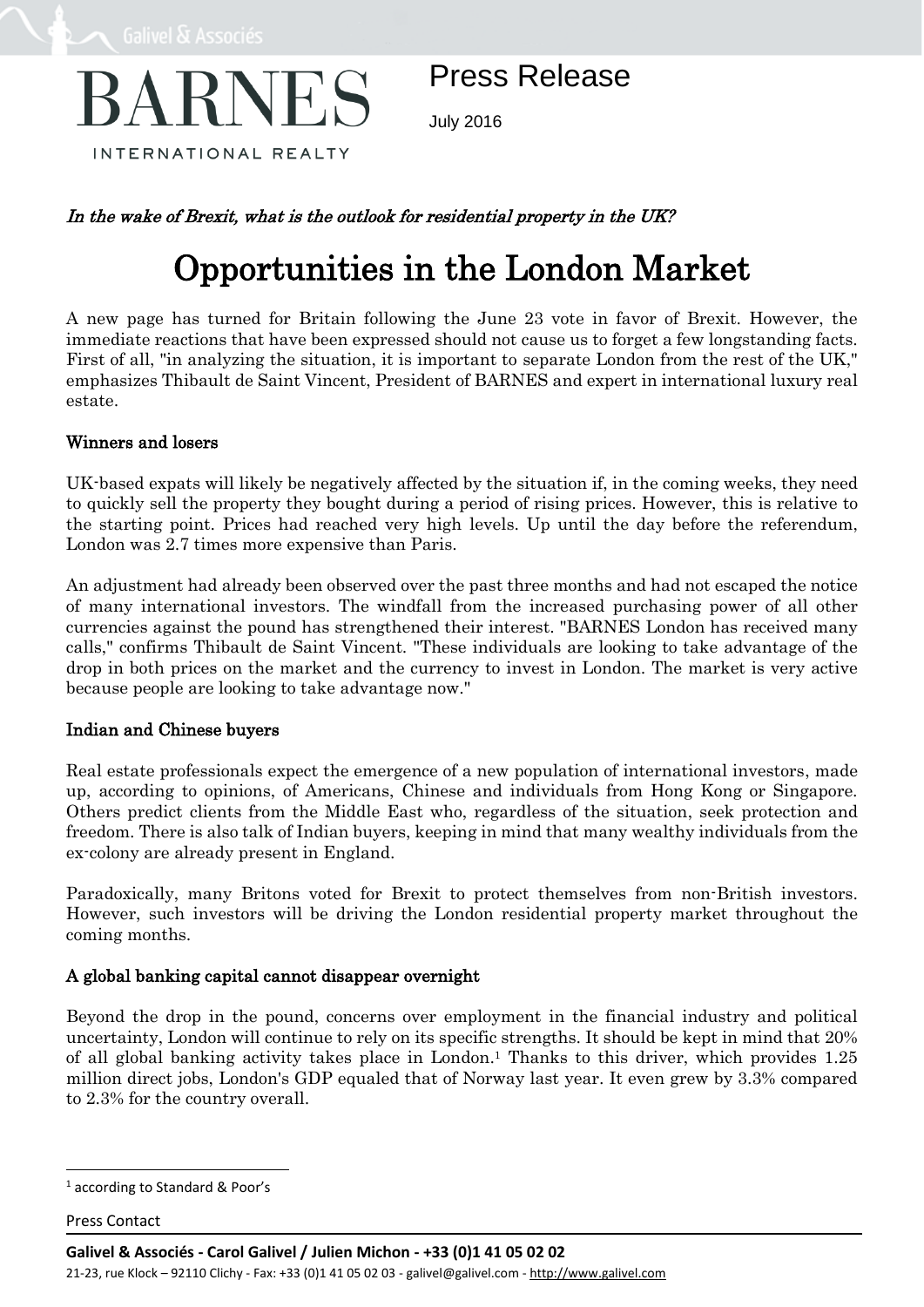BARNES

INTERNATIONAL REALTY

# Press Release

July 2016

*In the wake of Brexit, what is the outlook for residential property in the UK?*

# Opportunities in the London Market

A new page has turned for Britain following the June 23 vote in favor of Brexit. However, the immediate reactions that have been expressed should not cause us to forget a few longstanding facts. First of all, "in analyzing the situation, it is important to separate London from the rest of the UK," emphasizes Thibault de Saint Vincent, President of BARNES and expert in international luxury real estate.

## Winners and losers

UK-based expats will likely be negatively affected by the situation if, in the coming weeks, they need to quickly sell the property they bought during a period of rising prices. However, this is relative to the starting point. Prices had reached very high levels. Up until the day before the referendum, London was 2.7 times more expensive than Paris.

An adjustment had already been observed over the past three months and had not escaped the notice of many international investors. The windfall from the increased purchasing power of all other currencies against the pound has strengthened their interest. "BARNES London has received many calls," confirms Thibault de Saint Vincent. "These individuals are looking to take advantage of the drop in both prices on the market and the currency to invest in London. The market is very active because people are looking to take advantage now."

## Indian and Chinese buyers

Real estate professionals expect the emergence of a new population of international investors, made up, according to opinions, of Americans, Chinese and individuals from Hong Kong or Singapore. Others predict clients from the Middle East who, regardless of the situation, seek protection and freedom. There is also talk of Indian buyers, keeping in mind that many wealthy individuals from the ex-colony are already present in England.

Paradoxically, many Britons voted for Brexit to protect themselves from non-British investors. However, such investors will be driving the London residential property market throughout the coming months.

## A global banking capital cannot disappear overnight

Beyond the drop in the pound, concerns over employment in the financial industry and political uncertainty, London will continue to rely on its specific strengths. It should be kept in mind that 20% of all global banking activity takes place in London.[1] Thanks to this driver, which provides 1.25 million direct jobs, London's GDP equaled that of Norway last year. It even grew by 3.3% compared to 2.3% for the country overall.

[1] according to Standard & Poor's

Press Contact

**Galivel & Associés - Carol Galivel / Julien Michon - +33 (0)1 41 05 02 02**

21-23, rue Klock – 92110 Clichy - Fax: +33 (0)1 41 05 02 03 - galivel@galivel.com - http://www.galivel.com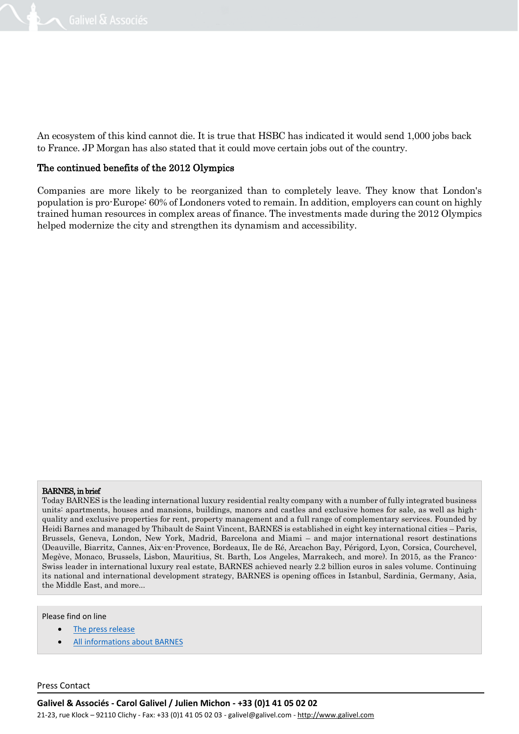An ecosystem of this kind cannot die. It is true that HSBC has indicated it would send 1,000 jobs back to France. JP Morgan has also stated that it could move certain jobs out of the country.

**The continued benefits of the 2012 Olympics**

Companies are more likely to be reorganized than to completely leave. They know that London's population is pro-Europe: 60% of Londoners voted to remain. In addition, employers can count on highly trained human resources in complex areas of finance. The investments made during the 2012 Olympics helped modernize the city and strengthen its dynamism and accessibility.

**BARNES, in brief**

Today BARNES is the leading international luxury residential realty company with a number of fully integrated business units: apartments, houses and mansions, buildings, manors and castles and exclusive homes for sale, as well as high-quality and exclusive properties for rent, property management and a full range of complementary services. Founded by Heidi Barnes and managed by Thibault de Saint Vincent, BARNES is established in eight key international cities – Paris, Brussels, Geneva, London, New York, Madrid, Barcelona and Miami – and major international resort destinations (Deauville, Biarritz, Cannes, Aix-en-Provence, Bordeaux, Ile de Ré, Arcachon Bay, Périgord, Lyon, Corsica, Courchevel, Megève, Monaco, Brussels, Lisbon, Mauritius, St. Barth, Los Angeles, Marrakech, and more). In 2015, as the Franco-Swiss leader in international luxury real estate, BARNES achieved nearly 2.2 billion euros in sales volume. Continuing its national and international development strategy, BARNES is opening offices in Istanbul, Sardinia, Germany, Asia, the Middle East, and more...

Please find on line

- The press release
- All informations about BARNES

Press Contact

**Galivel & Associés - Carol Galivel / Julien Michon - +33 (0)1 41 05 02 02**

21-23, rue Klock – 92110 Clichy - Fax: +33 (0)1 41 05 02 03 - galivel@galivel.com - http://www.galivel.com